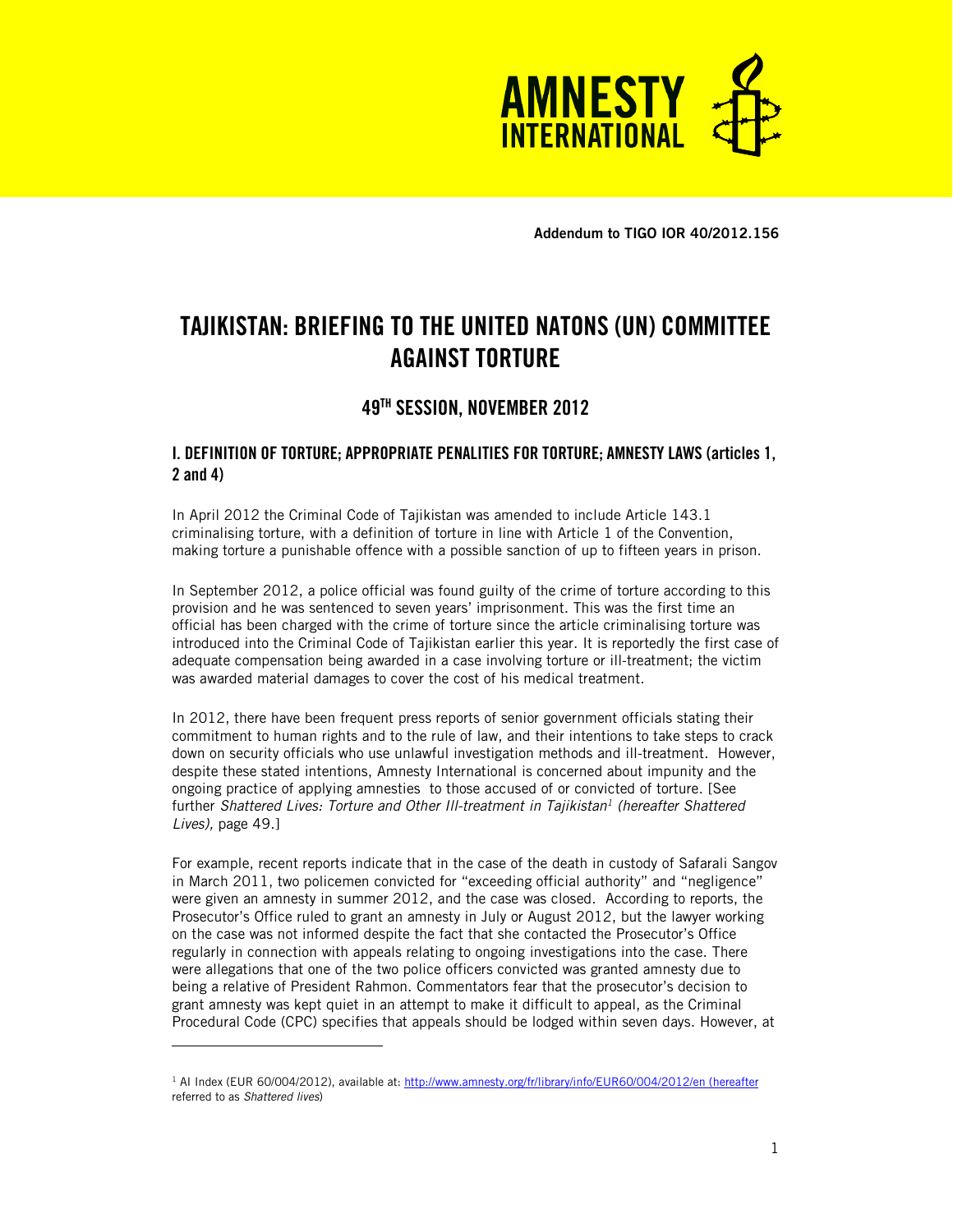**Addendum to TIGO IOR 40/2012.156**

# TAJIKISTAN: BRIEFING TO THE UNITED NATONS (UN) COMMITTEE AGAINST TORTURE

## 49TH SESSION, NOVEMBER 2012

### I. DEFINITION OF TORTURE; APPROPRIATE PENALITIES FOR TORTURE; AMNESTY LAWS (articles 1, 2 and 4)

In April 2012 the Criminal Code of Tajikistan was amended to include Article 143.1 criminalising torture, with a definition of torture in line with Article 1 of the Convention, making torture a punishable offence with a possible sanction of up to fifteen years in prison.

In September 2012, a police official was found guilty of the crime of torture according to this provision and he was sentenced to seven years' imprisonment. This was the first time an official has been charged with the crime of torture since the article criminalising torture was introduced into the Criminal Code of Tajikistan earlier this year. It is reportedly the first case of adequate compensation being awarded in a case involving torture or ill-treatment; the victim was awarded material damages to cover the cost of his medical treatment.

In 2012, there have been frequent press reports of senior government officials stating their commitment to human rights and to the rule of law, and their intentions to take steps to crack down on security officials who use unlawful investigation methods and ill-treatment. However, despite these stated intentions, Amnesty International is concerned about impunity and the ongoing practice of applying amnesties to those accused of or convicted of torture. [See further *Shattered Lives: Torture and Other Ill-treatment in Tajikistan*[1] *(hereafter Shattered Lives),* page 49.]

For example, recent reports indicate that in the case of the death in custody of Safarali Sangov in March 2011, two policemen convicted for "exceeding official authority" and "negligence" were given an amnesty in summer 2012, and the case was closed. According to reports, the Prosecutor's Office ruled to grant an amnesty in July or August 2012, but the lawyer working on the case was not informed despite the fact that she contacted the Prosecutor's Office regularly in connection with appeals relating to ongoing investigations into the case. There were allegations that one of the two police officers convicted was granted amnesty due to being a relative of President Rahmon. Commentators fear that the prosecutor's decision to grant amnesty was kept quiet in an attempt to make it difficult to appeal, as the Criminal Procedural Code (CPC) specifies that appeals should be lodged within seven days. However, at

---

[1] AI Index (EUR 60/004/2012), available at: http://www.amnesty.org/fr/library/info/EUR60/004/2012/en (hereafter referred to as *Shattered lives*)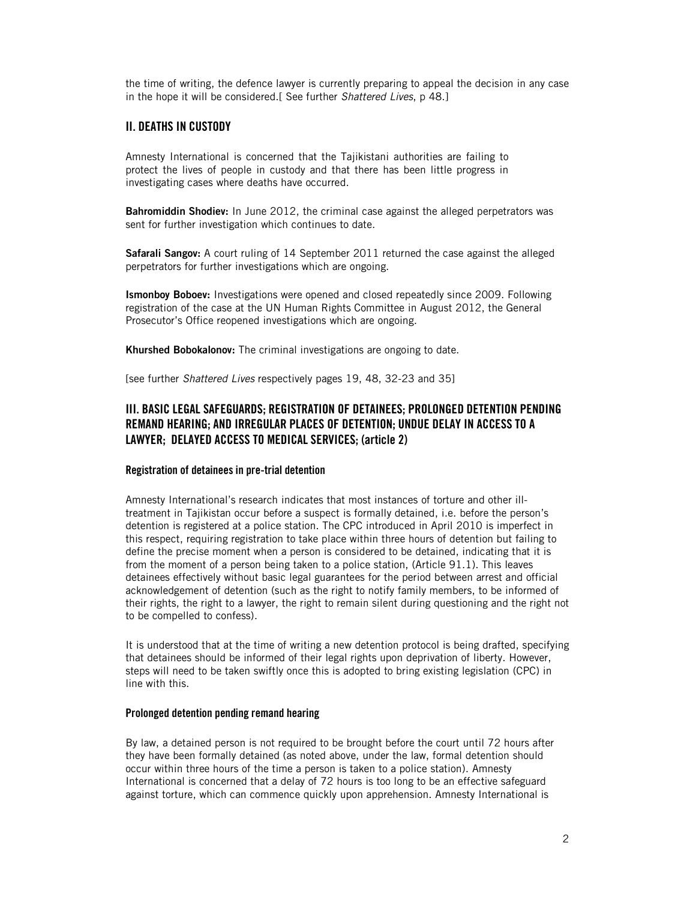the time of writing, the defence lawyer is currently preparing to appeal the decision in any case in the hope it will be considered.[ See further *Shattered Lives*, p 48.]

## II. DEATHS IN CUSTODY

Amnesty International is concerned that the Tajikistani authorities are failing to protect the lives of people in custody and that there has been little progress in investigating cases where deaths have occurred.

**Bahromiddin Shodiev:** In June 2012, the criminal case against the alleged perpetrators was sent for further investigation which continues to date.

**Safarali Sangov:** A court ruling of 14 September 2011 returned the case against the alleged perpetrators for further investigations which are ongoing.

**Ismonboy Boboev:** Investigations were opened and closed repeatedly since 2009. Following registration of the case at the UN Human Rights Committee in August 2012, the General Prosecutor's Office reopened investigations which are ongoing.

**Khurshed Bobokalonov:** The criminal investigations are ongoing to date.

[see further *Shattered Lives* respectively pages 19, 48, 32-23 and 35]

## III. BASIC LEGAL SAFEGUARDS; REGISTRATION OF DETAINEES; PROLONGED DETENTION PENDING REMAND HEARING; AND IRREGULAR PLACES OF DETENTION; UNDUE DELAY IN ACCESS TO A LAWYER; DELAYED ACCESS TO MEDICAL SERVICES; (article 2)

### Registration of detainees in pre-trial detention

Amnesty International's research indicates that most instances of torture and other ill-treatment in Tajikistan occur before a suspect is formally detained, i.e. before the person's detention is registered at a police station. The CPC introduced in April 2010 is imperfect in this respect, requiring registration to take place within three hours of detention but failing to define the precise moment when a person is considered to be detained, indicating that it is from the moment of a person being taken to a police station, (Article 91.1). This leaves detainees effectively without basic legal guarantees for the period between arrest and official acknowledgement of detention (such as the right to notify family members, to be informed of their rights, the right to a lawyer, the right to remain silent during questioning and the right not to be compelled to confess).

It is understood that at the time of writing a new detention protocol is being drafted, specifying that detainees should be informed of their legal rights upon deprivation of liberty. However, steps will need to be taken swiftly once this is adopted to bring existing legislation (CPC) in line with this.

### Prolonged detention pending remand hearing

By law, a detained person is not required to be brought before the court until 72 hours after they have been formally detained (as noted above, under the law, formal detention should occur within three hours of the time a person is taken to a police station). Amnesty International is concerned that a delay of 72 hours is too long to be an effective safeguard against torture, which can commence quickly upon apprehension. Amnesty International is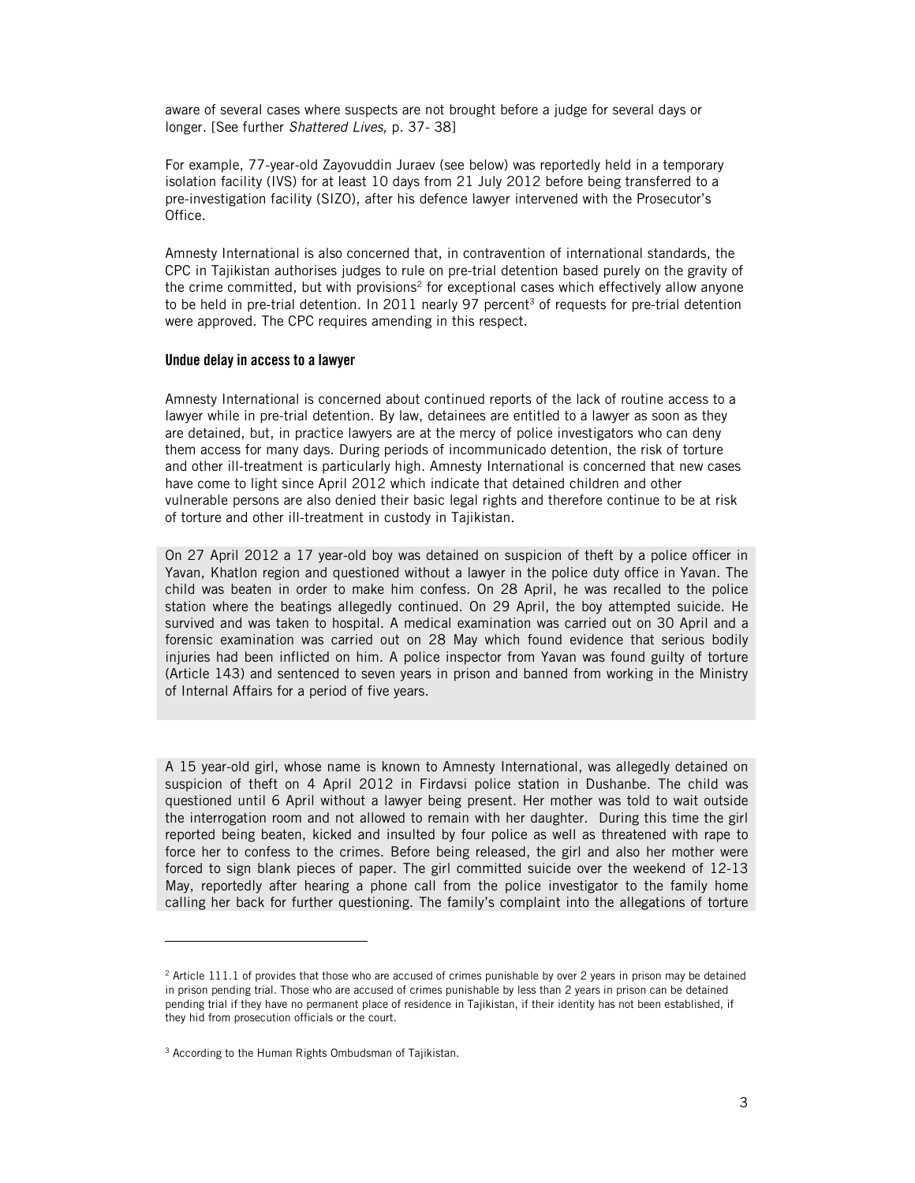aware of several cases where suspects are not brought before a judge for several days or longer. [See further *Shattered Lives,* p. 37- 38]

For example, 77-year-old Zayovuddin Juraev (see below) was reportedly held in a temporary isolation facility (IVS) for at least 10 days from 21 July 2012 before being transferred to a pre-investigation facility (SIZO), after his defence lawyer intervened with the Prosecutor's Office.

Amnesty International is also concerned that, in contravention of international standards, the CPC in Tajikistan authorises judges to rule on pre-trial detention based purely on the gravity of the crime committed, but with provisions[2] for exceptional cases which effectively allow anyone to be held in pre-trial detention. In 2011 nearly 97 percent[3] of requests for pre-trial detention were approved. The CPC requires amending in this respect.

### Undue delay in access to a lawyer

Amnesty International is concerned about continued reports of the lack of routine access to a lawyer while in pre-trial detention. By law, detainees are entitled to a lawyer as soon as they are detained, but, in practice lawyers are at the mercy of police investigators who can deny them access for many days. During periods of incommunicado detention, the risk of torture and other ill-treatment is particularly high. Amnesty International is concerned that new cases have come to light since April 2012 which indicate that detained children and other vulnerable persons are also denied their basic legal rights and therefore continue to be at risk of torture and other ill-treatment in custody in Tajikistan.

On 27 April 2012 a 17 year-old boy was detained on suspicion of theft by a police officer in Yavan, Khatlon region and questioned without a lawyer in the police duty office in Yavan. The child was beaten in order to make him confess. On 28 April, he was recalled to the police station where the beatings allegedly continued. On 29 April, the boy attempted suicide. He survived and was taken to hospital. A medical examination was carried out on 30 April and a forensic examination was carried out on 28 May which found evidence that serious bodily injuries had been inflicted on him. A police inspector from Yavan was found guilty of torture (Article 143) and sentenced to seven years in prison and banned from working in the Ministry of Internal Affairs for a period of five years.

A 15 year-old girl, whose name is known to Amnesty International, was allegedly detained on suspicion of theft on 4 April 2012 in Firdavsi police station in Dushanbe. The child was questioned until 6 April without a lawyer being present. Her mother was told to wait outside the interrogation room and not allowed to remain with her daughter. During this time the girl reported being beaten, kicked and insulted by four police as well as threatened with rape to force her to confess to the crimes. Before being released, the girl and also her mother were forced to sign blank pieces of paper. The girl committed suicide over the weekend of 12-13 May, reportedly after hearing a phone call from the police investigator to the family home calling her back for further questioning. The family's complaint into the allegations of torture

---

[2] Article 111.1 of provides that those who are accused of crimes punishable by over 2 years in prison may be detained in prison pending trial. Those who are accused of crimes punishable by less than 2 years in prison can be detained pending trial if they have no permanent place of residence in Tajikistan, if their identity has not been established, if they hid from prosecution officials or the court.

[3] According to the Human Rights Ombudsman of Tajikistan.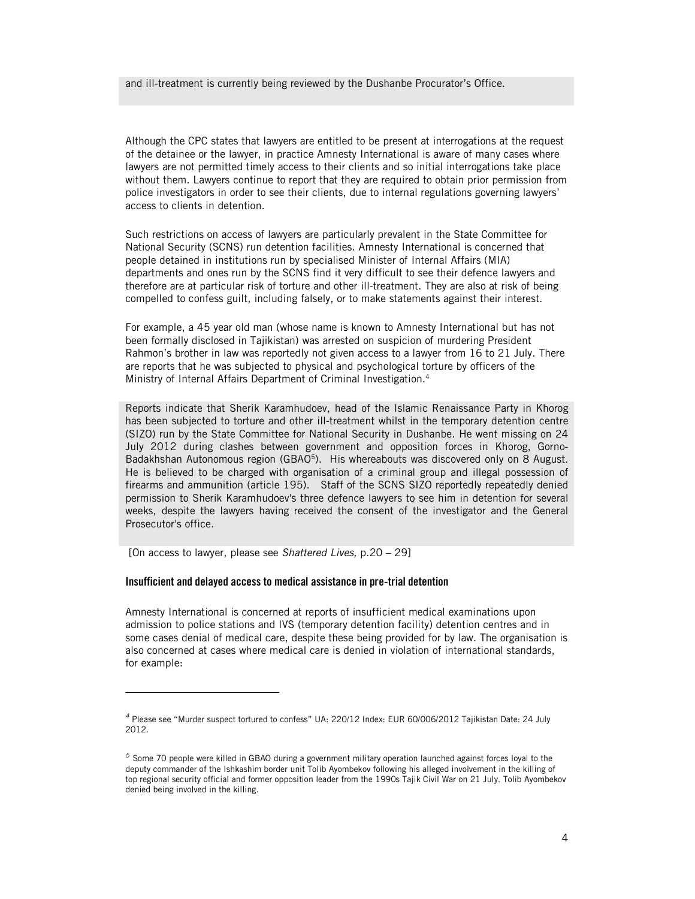and ill-treatment is currently being reviewed by the Dushanbe Procurator's Office.

Although the CPC states that lawyers are entitled to be present at interrogations at the request of the detainee or the lawyer, in practice Amnesty International is aware of many cases where lawyers are not permitted timely access to their clients and so initial interrogations take place without them. Lawyers continue to report that they are required to obtain prior permission from police investigators in order to see their clients, due to internal regulations governing lawyers' access to clients in detention.

Such restrictions on access of lawyers are particularly prevalent in the State Committee for National Security (SCNS) run detention facilities. Amnesty International is concerned that people detained in institutions run by specialised Minister of Internal Affairs (MIA) departments and ones run by the SCNS find it very difficult to see their defence lawyers and therefore are at particular risk of torture and other ill-treatment. They are also at risk of being compelled to confess guilt, including falsely, or to make statements against their interest.

For example, a 45 year old man (whose name is known to Amnesty International but has not been formally disclosed in Tajikistan) was arrested on suspicion of murdering President Rahmon's brother in law was reportedly not given access to a lawyer from 16 to 21 July. There are reports that he was subjected to physical and psychological torture by officers of the Ministry of Internal Affairs Department of Criminal Investigation.[4]

Reports indicate that Sherik Karamhudoev, head of the Islamic Renaissance Party in Khorog has been subjected to torture and other ill-treatment whilst in the temporary detention centre (SIZO) run by the State Committee for National Security in Dushanbe. He went missing on 24 July 2012 during clashes between government and opposition forces in Khorog, Gorno-Badakhshan Autonomous region (GBAO[5]). His whereabouts was discovered only on 8 August. He is believed to be charged with organisation of a criminal group and illegal possession of firearms and ammunition (article 195). Staff of the SCNS SIZO reportedly repeatedly denied permission to Sherik Karamhudoev's three defence lawyers to see him in detention for several weeks, despite the lawyers having received the consent of the investigator and the General Prosecutor's office.

[On access to lawyer, please see *Shattered Lives,* p.20 – 29]

### Insufficient and delayed access to medical assistance in pre-trial detention

Amnesty International is concerned at reports of insufficient medical examinations upon admission to police stations and IVS (temporary detention facility) detention centres and in some cases denial of medical care, despite these being provided for by law. The organisation is also concerned at cases where medical care is denied in violation of international standards, for example:

---

[4] Please see "Murder suspect tortured to confess" UA: 220/12 Index: EUR 60/006/2012 Tajikistan Date: 24 July 2012.

[5] Some 70 people were killed in GBAO during a government military operation launched against forces loyal to the deputy commander of the Ishkashim border unit Tolib Ayombekov following his alleged involvement in the killing of top regional security official and former opposition leader from the 1990s Tajik Civil War on 21 July. Tolib Ayombekov denied being involved in the killing.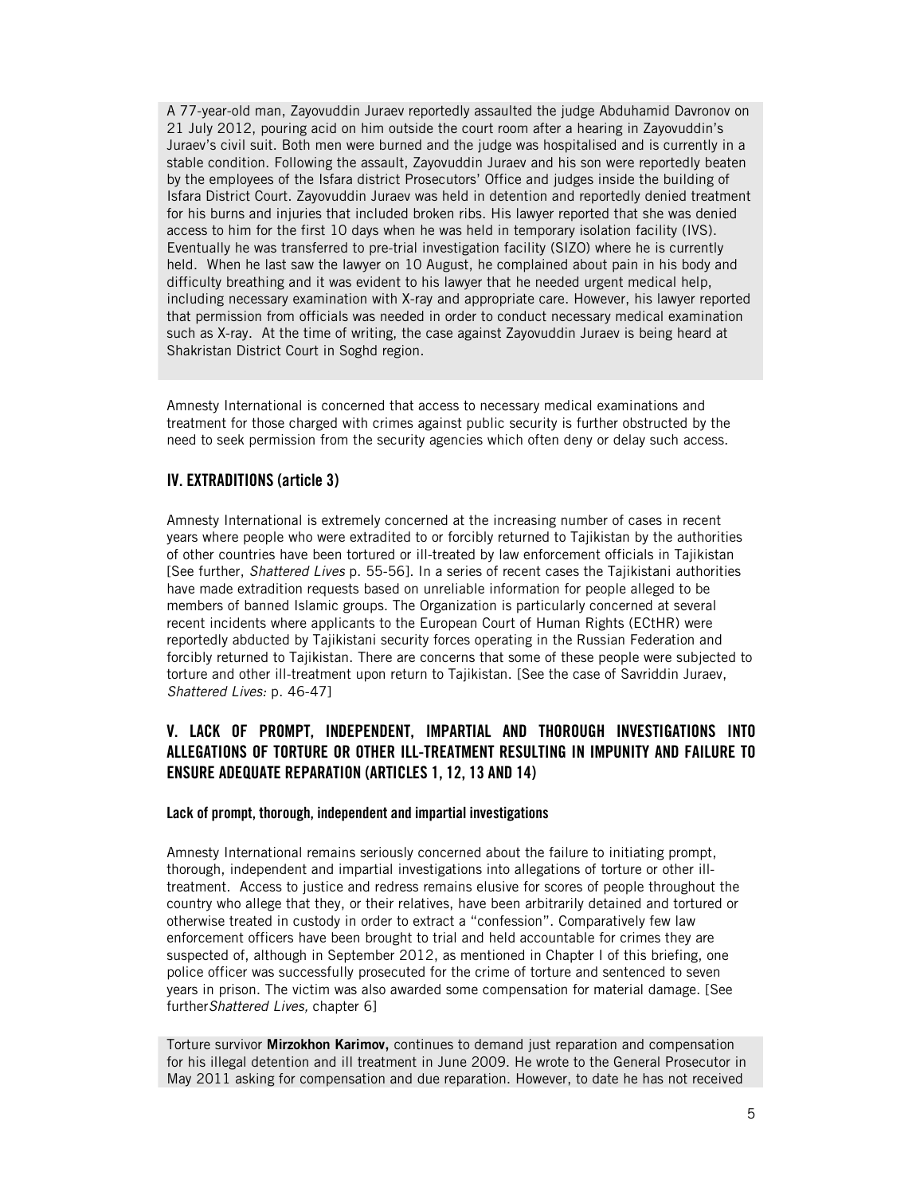A 77-year-old man, Zayovuddin Juraev reportedly assaulted the judge Abduhamid Davronov on 21 July 2012, pouring acid on him outside the court room after a hearing in Zayovuddin's Juraev's civil suit. Both men were burned and the judge was hospitalised and is currently in a stable condition. Following the assault, Zayovuddin Juraev and his son were reportedly beaten by the employees of the Isfara district Prosecutors' Office and judges inside the building of Isfara District Court. Zayovuddin Juraev was held in detention and reportedly denied treatment for his burns and injuries that included broken ribs. His lawyer reported that she was denied access to him for the first 10 days when he was held in temporary isolation facility (IVS). Eventually he was transferred to pre-trial investigation facility (SIZO) where he is currently held. When he last saw the lawyer on 10 August, he complained about pain in his body and difficulty breathing and it was evident to his lawyer that he needed urgent medical help, including necessary examination with X-ray and appropriate care. However, his lawyer reported that permission from officials was needed in order to conduct necessary medical examination such as X-ray. At the time of writing, the case against Zayovuddin Juraev is being heard at Shakristan District Court in Soghd region.

Amnesty International is concerned that access to necessary medical examinations and treatment for those charged with crimes against public security is further obstructed by the need to seek permission from the security agencies which often deny or delay such access.

## IV. EXTRADITIONS (article 3)

Amnesty International is extremely concerned at the increasing number of cases in recent years where people who were extradited to or forcibly returned to Tajikistan by the authorities of other countries have been tortured or ill-treated by law enforcement officials in Tajikistan [See further, *Shattered Lives* p. 55-56]. In a series of recent cases the Tajikistani authorities have made extradition requests based on unreliable information for people alleged to be members of banned Islamic groups. The Organization is particularly concerned at several recent incidents where applicants to the European Court of Human Rights (ECtHR) were reportedly abducted by Tajikistani security forces operating in the Russian Federation and forcibly returned to Tajikistan. There are concerns that some of these people were subjected to torture and other ill-treatment upon return to Tajikistan. [See the case of Savriddin Juraev, *Shattered Lives:* p. 46-47]

## V. LACK OF PROMPT, INDEPENDENT, IMPARTIAL AND THOROUGH INVESTIGATIONS INTO ALLEGATIONS OF TORTURE OR OTHER ILL-TREATMENT RESULTING IN IMPUNITY AND FAILURE TO ENSURE ADEQUATE REPARATION (ARTICLES 1, 12, 13 AND 14)

### Lack of prompt, thorough, independent and impartial investigations

Amnesty International remains seriously concerned about the failure to initiating prompt, thorough, independent and impartial investigations into allegations of torture or other ill-treatment. Access to justice and redress remains elusive for scores of people throughout the country who allege that they, or their relatives, have been arbitrarily detained and tortured or otherwise treated in custody in order to extract a "confession". Comparatively few law enforcement officers have been brought to trial and held accountable for crimes they are suspected of, although in September 2012, as mentioned in Chapter I of this briefing, one police officer was successfully prosecuted for the crime of torture and sentenced to seven years in prison. The victim was also awarded some compensation for material damage. [See further*Shattered Lives,* chapter 6]

Torture survivor **Mirzokhon Karimov,** continues to demand just reparation and compensation for his illegal detention and ill treatment in June 2009. He wrote to the General Prosecutor in May 2011 asking for compensation and due reparation. However, to date he has not received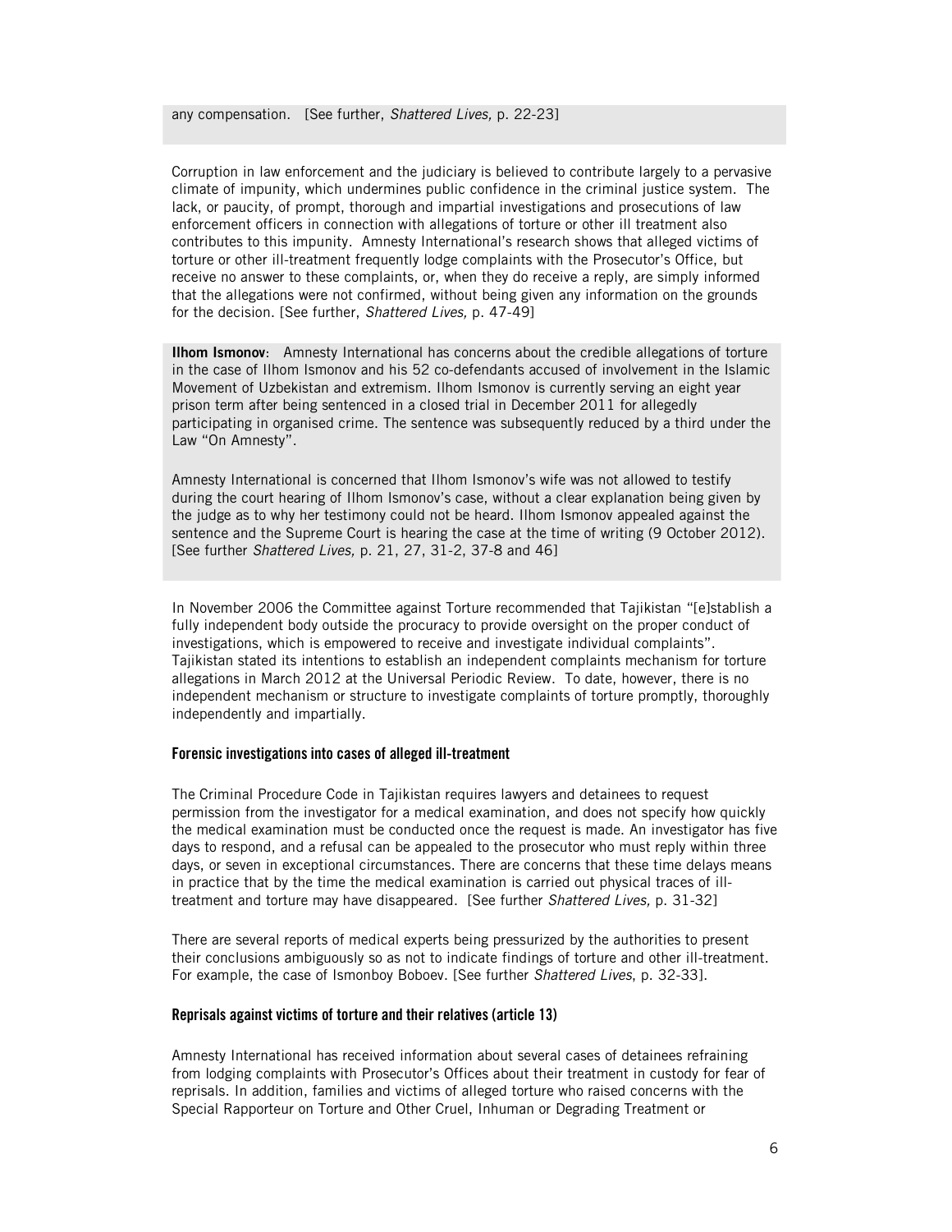any compensation. [See further, *Shattered Lives,* p. 22-23]

Corruption in law enforcement and the judiciary is believed to contribute largely to a pervasive climate of impunity, which undermines public confidence in the criminal justice system. The lack, or paucity, of prompt, thorough and impartial investigations and prosecutions of law enforcement officers in connection with allegations of torture or other ill treatment also contributes to this impunity. Amnesty International's research shows that alleged victims of torture or other ill-treatment frequently lodge complaints with the Prosecutor's Office, but receive no answer to these complaints, or, when they do receive a reply, are simply informed that the allegations were not confirmed, without being given any information on the grounds for the decision. [See further, *Shattered Lives,* p. 47-49]

**Ilhom Ismonov**: Amnesty International has concerns about the credible allegations of torture in the case of Ilhom Ismonov and his 52 co-defendants accused of involvement in the Islamic Movement of Uzbekistan and extremism. Ilhom Ismonov is currently serving an eight year prison term after being sentenced in a closed trial in December 2011 for allegedly participating in organised crime. The sentence was subsequently reduced by a third under the Law "On Amnesty".

Amnesty International is concerned that Ilhom Ismonov's wife was not allowed to testify during the court hearing of Ilhom Ismonov's case, without a clear explanation being given by the judge as to why her testimony could not be heard. Ilhom Ismonov appealed against the sentence and the Supreme Court is hearing the case at the time of writing (9 October 2012). [See further *Shattered Lives,* p. 21, 27, 31-2, 37-8 and 46]

In November 2006 the Committee against Torture recommended that Tajikistan "[e]stablish a fully independent body outside the procuracy to provide oversight on the proper conduct of investigations, which is empowered to receive and investigate individual complaints". Tajikistan stated its intentions to establish an independent complaints mechanism for torture allegations in March 2012 at the Universal Periodic Review. To date, however, there is no independent mechanism or structure to investigate complaints of torture promptly, thoroughly independently and impartially.

### Forensic investigations into cases of alleged ill-treatment

The Criminal Procedure Code in Tajikistan requires lawyers and detainees to request permission from the investigator for a medical examination, and does not specify how quickly the medical examination must be conducted once the request is made. An investigator has five days to respond, and a refusal can be appealed to the prosecutor who must reply within three days, or seven in exceptional circumstances. There are concerns that these time delays means in practice that by the time the medical examination is carried out physical traces of ill-treatment and torture may have disappeared. [See further *Shattered Lives,* p. 31-32]

There are several reports of medical experts being pressurized by the authorities to present their conclusions ambiguously so as not to indicate findings of torture and other ill-treatment. For example, the case of Ismonboy Boboev. [See further *Shattered Lives*, p. 32-33].

### Reprisals against victims of torture and their relatives (article 13)

Amnesty International has received information about several cases of detainees refraining from lodging complaints with Prosecutor's Offices about their treatment in custody for fear of reprisals. In addition, families and victims of alleged torture who raised concerns with the Special Rapporteur on Torture and Other Cruel, Inhuman or Degrading Treatment or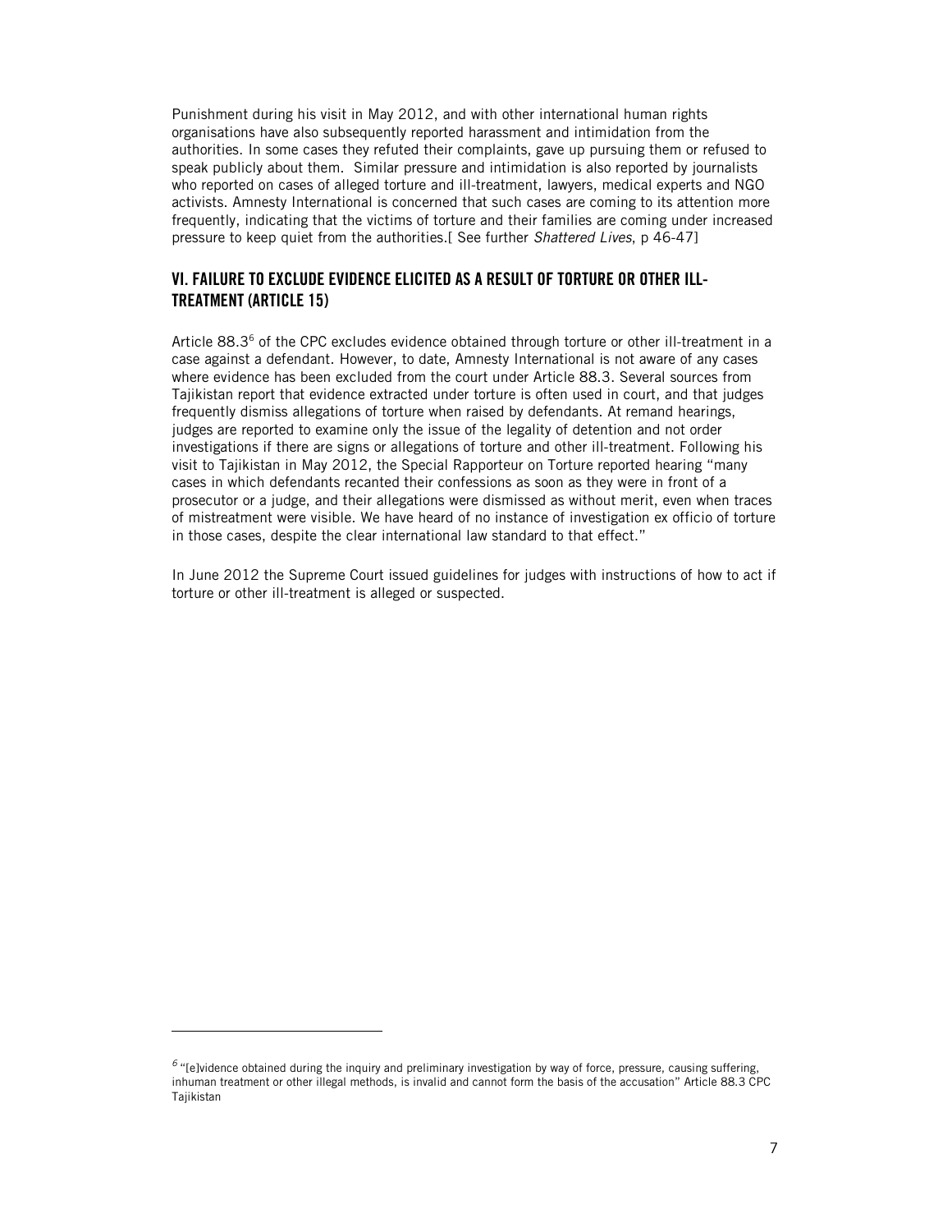Punishment during his visit in May 2012, and with other international human rights organisations have also subsequently reported harassment and intimidation from the authorities. In some cases they refuted their complaints, gave up pursuing them or refused to speak publicly about them. Similar pressure and intimidation is also reported by journalists who reported on cases of alleged torture and ill-treatment, lawyers, medical experts and NGO activists. Amnesty International is concerned that such cases are coming to its attention more frequently, indicating that the victims of torture and their families are coming under increased pressure to keep quiet from the authorities.[ See further *Shattered Lives*, p 46-47]

## VI. FAILURE TO EXCLUDE EVIDENCE ELICITED AS A RESULT OF TORTURE OR OTHER ILL-TREATMENT (ARTICLE 15)

Article 88.3[6] of the CPC excludes evidence obtained through torture or other ill-treatment in a case against a defendant. However, to date, Amnesty International is not aware of any cases where evidence has been excluded from the court under Article 88.3. Several sources from Tajikistan report that evidence extracted under torture is often used in court, and that judges frequently dismiss allegations of torture when raised by defendants. At remand hearings, judges are reported to examine only the issue of the legality of detention and not order investigations if there are signs or allegations of torture and other ill-treatment. Following his visit to Tajikistan in May 2012, the Special Rapporteur on Torture reported hearing "many cases in which defendants recanted their confessions as soon as they were in front of a prosecutor or a judge, and their allegations were dismissed as without merit, even when traces of mistreatment were visible. We have heard of no instance of investigation ex officio of torture in those cases, despite the clear international law standard to that effect."

In June 2012 the Supreme Court issued guidelines for judges with instructions of how to act if torture or other ill-treatment is alleged or suspected.

---

[6] "[e]vidence obtained during the inquiry and preliminary investigation by way of force, pressure, causing suffering, inhuman treatment or other illegal methods, is invalid and cannot form the basis of the accusation" Article 88.3 CPC Tajikistan